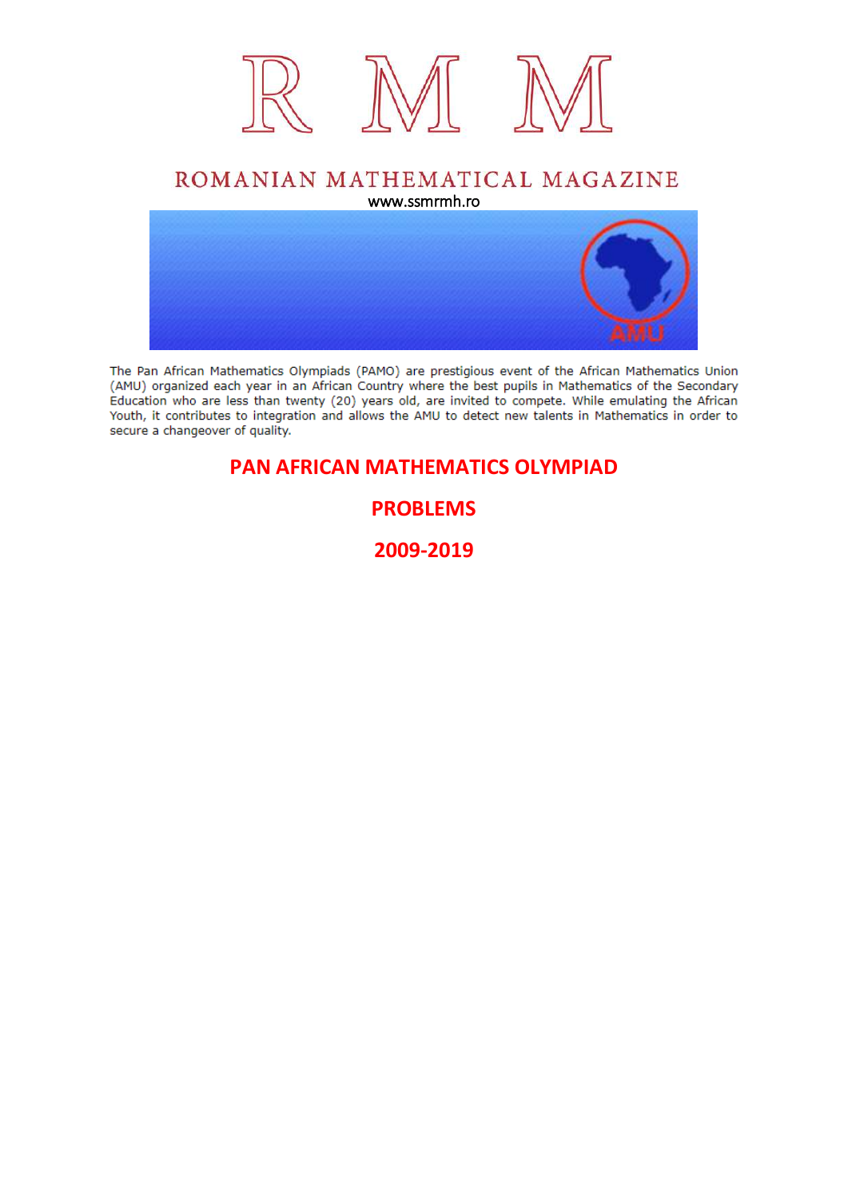# R M M

## ROMANIAN MATHEMATICAL MAGAZINE

www.ssmrmh.ro

The Pan African Mathematics Olympiads (PAMO) are prestigious event of the African Mathematics Union (AMU) organized each year in an African Country where the best pupils in Mathematics of the Secondary Education who are less than twenty (20) years old, are invited to compete. While emulating the African Youth, it contributes to integration and allows the AMU to detect new talents in Mathematics in order to secure a changeover of quality.

# PAN AFRICAN MATHEMATICS OLYMPIAD

# PROBLEMS

# 2009-2019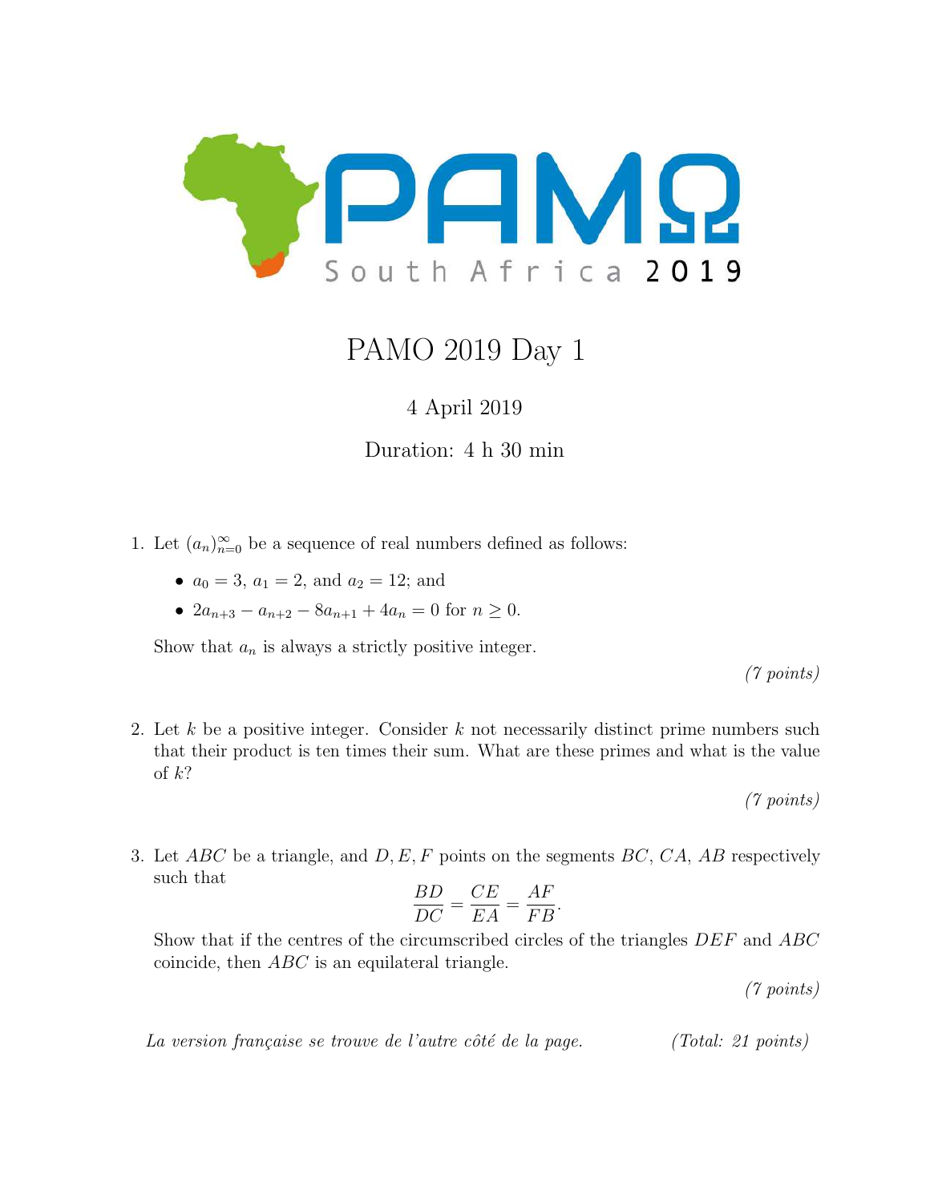# PAMO 2019 Day 1

4 April 2019

Duration: 4 h 30 min

1. Let $(a_n)_{n=0}^{\infty}$ be a sequence of real numbers defined as follows:

   - $a_0 = 3$, $a_1 = 2$, and $a_2 = 12$; and
   - $2a_{n+3} - a_{n+2} - 8a_{n+1} + 4a_n = 0$ for $n \geq 0$.

   Show that $a_n$ is always a strictly positive integer.

   *(7 points)*

2. Let $k$ be a positive integer. Consider $k$ not necessarily distinct prime numbers such that their product is ten times their sum. What are these primes and what is the value of $k$?

   *(7 points)*

3. Let $ABC$ be a triangle, and $D, E, F$ points on the segments $BC$, $CA$, $AB$ respectively such that
$$\frac{BD}{DC} = \frac{CE}{EA} = \frac{AF}{FB}.$$
   Show that if the centres of the circumscribed circles of the triangles $DEF$ and $ABC$ coincide, then $ABC$ is an equilateral triangle.

   *(7 points)*

*La version française se trouve de l'autre côté de la page.* *(Total: 21 points)*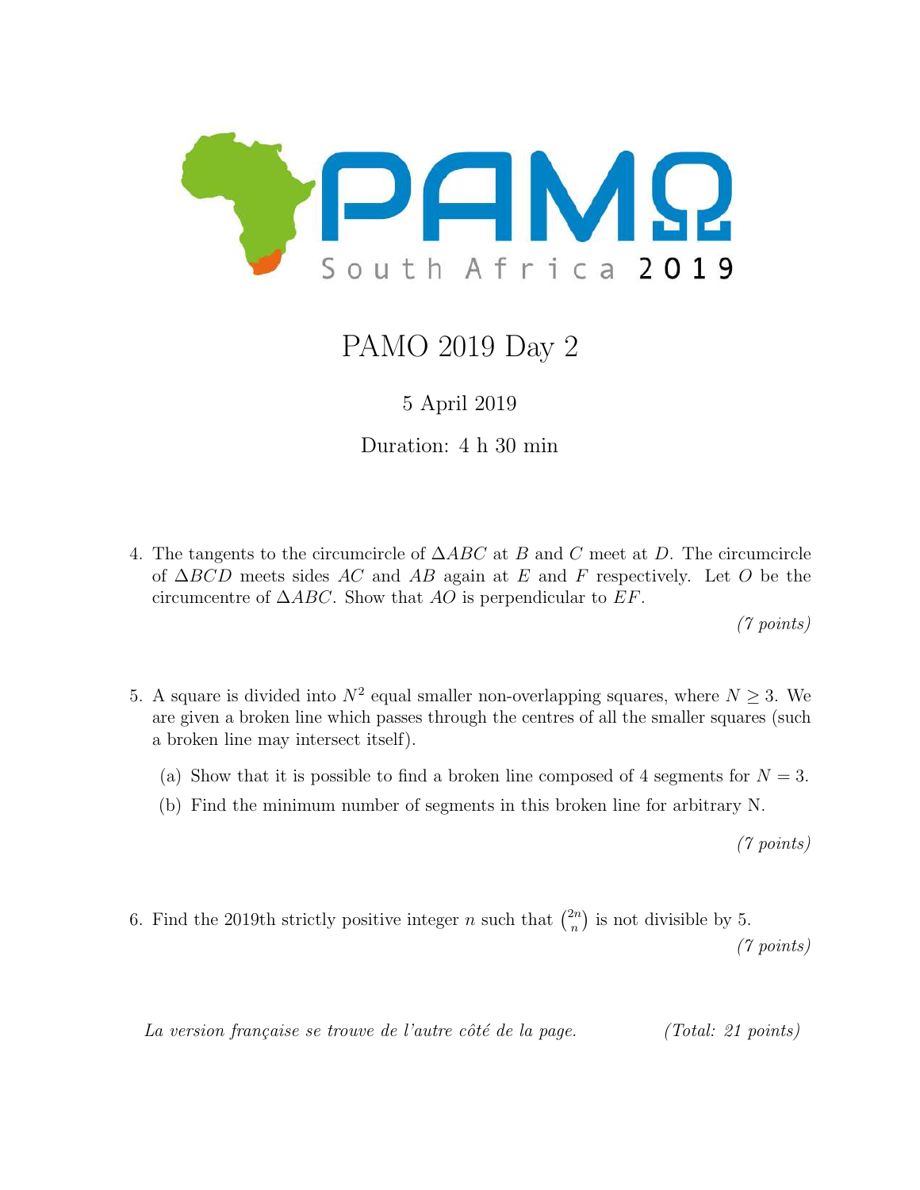# PAMO 2019 Day 2

5 April 2019

Duration: 4 h 30 min

4. The tangents to the circumcircle of $\Delta ABC$ at $B$ and $C$ meet at $D$. The circumcircle of $\Delta BCD$ meets sides $AC$ and $AB$ again at $E$ and $F$ respectively. Let $O$ be the circumcentre of $\Delta ABC$. Show that $AO$ is perpendicular to $EF$.

   *(7 points)*

5. A square is divided into $N^2$ equal smaller non-overlapping squares, where $N \geq 3$. We are given a broken line which passes through the centres of all the smaller squares (such a broken line may intersect itself).

   (a) Show that it is possible to find a broken line composed of 4 segments for $N = 3$.

   (b) Find the minimum number of segments in this broken line for arbitrary N.

   *(7 points)*

6. Find the 2019th strictly positive integer $n$ such that $\binom{2n}{n}$ is not divisible by 5.

   *(7 points)*

*La version française se trouve de l'autre côté de la page.* *(Total: 21 points)*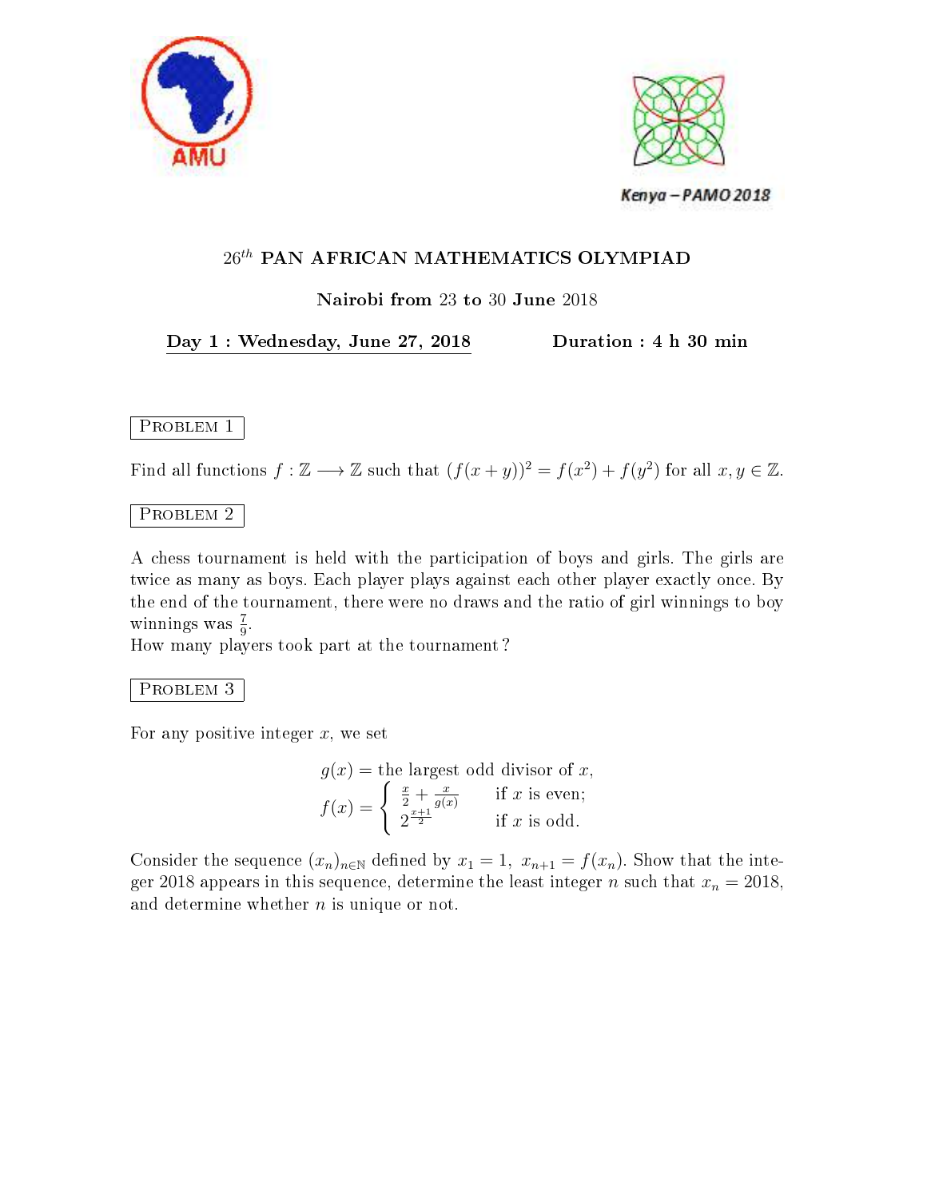AMU

Kenya – PAMO 2018

## $26^{th}$ PAN AFRICAN MATHEMATICS OLYMPIAD

**Nairobi from** 23 **to** 30 **June** 2018

**Day 1 : Wednesday, June 27, 2018** **Duration : 4 h 30 min**

### Problem 1

Find all functions $f : \mathbb{Z} \longrightarrow \mathbb{Z}$ such that $(f(x+y))^2 = f(x^2) + f(y^2)$ for all $x, y \in \mathbb{Z}$.

### Problem 2

A chess tournament is held with the participation of boys and girls. The girls are twice as many as boys. Each player plays against each other player exactly once. By the end of the tournament, there were no draws and the ratio of girl winnings to boy winnings was $\frac{7}{9}$.
How many players took part at the tournament ?

### Problem 3

For any positive integer $x$, we set

$$g(x) = \text{the largest odd divisor of } x,$$
$$f(x) = \begin{cases} \frac{x}{2} + \frac{x}{g(x)} & \text{if } x \text{ is even;} \\ 2^{\frac{x+1}{2}} & \text{if } x \text{ is odd.} \end{cases}$$

Consider the sequence $(x_n)_{n \in \mathbb{N}}$ defined by $x_1 = 1,\ x_{n+1} = f(x_n)$. Show that the integer 2018 appears in this sequence, determine the least integer $n$ such that $x_n = 2018$, and determine whether $n$ is unique or not.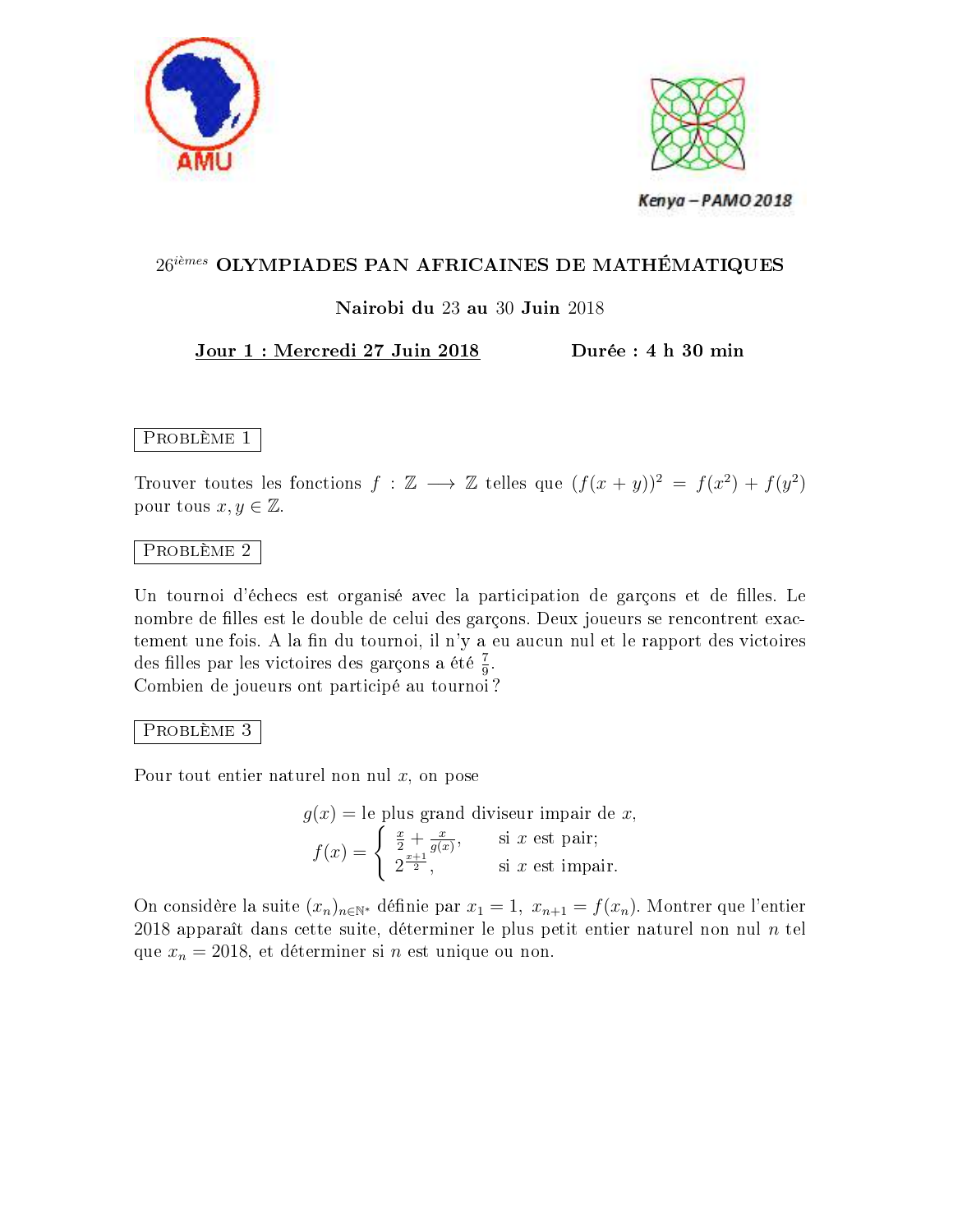AMU

Kenya – PAMO 2018

# 26ièmes OLYMPIADES PAN AFRICAINES DE MATHÉMATIQUES

**Nairobi du** 23 **au** 30 **Juin** 2018

**Jour 1 : Mercredi 27 Juin 2018** **Durée : 4 h 30 min**

## PROBLÈME 1

Trouver toutes les fonctions $f : \mathbb{Z} \longrightarrow \mathbb{Z}$ telles que $(f(x+y))^2 = f(x^2) + f(y^2)$ pour tous $x, y \in \mathbb{Z}$.

## PROBLÈME 2

Un tournoi d'échecs est organisé avec la participation de garçons et de filles. Le nombre de filles est le double de celui des garçons. Deux joueurs se rencontrent exactement une fois. A la fin du tournoi, il n'y a eu aucun nul et le rapport des victoires des filles par les victoires des garçons a été $\frac{7}{9}$.
Combien de joueurs ont participé au tournoi ?

## PROBLÈME 3

Pour tout entier naturel non nul $x$, on pose

$$g(x) = \text{le plus grand diviseur impair de } x,$$
$$f(x) = \begin{cases} \frac{x}{2} + \frac{x}{g(x)}, & \text{si } x \text{ est pair;} \\ 2^{\frac{x+1}{2}}, & \text{si } x \text{ est impair.} \end{cases}$$

On considère la suite $(x_n)_{n \in \mathbb{N}^*}$ définie par $x_1 = 1,\ x_{n+1} = f(x_n)$. Montrer que l'entier 2018 apparaît dans cette suite, déterminer le plus petit entier naturel non nul $n$ tel que $x_n = 2018$, et déterminer si $n$ est unique ou non.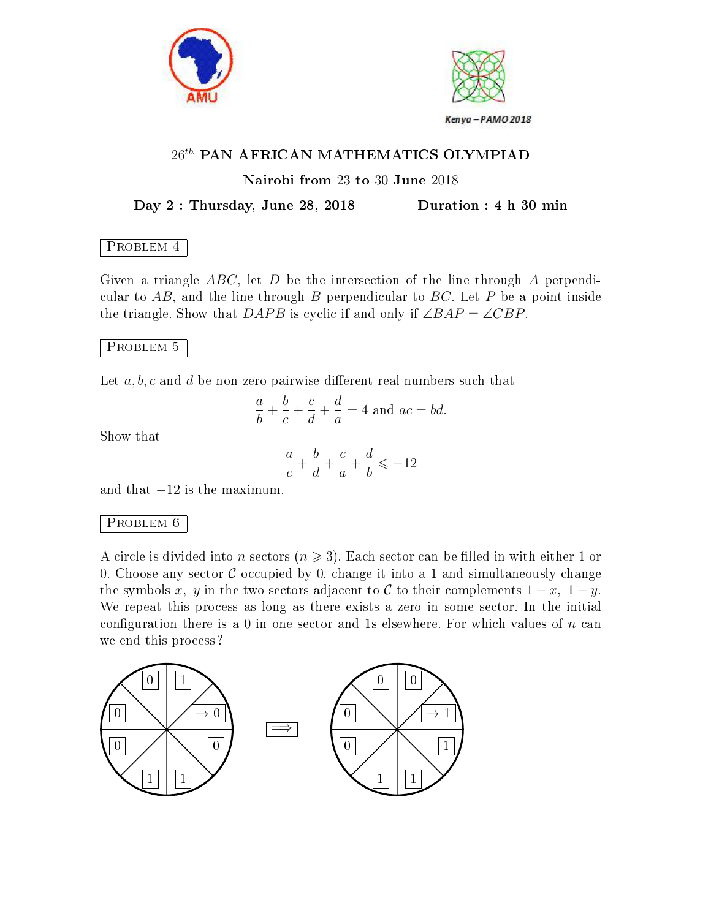# $26^{th}$ PAN AFRICAN MATHEMATICS OLYMPIAD

**Nairobi from 23 to 30 June 2018**

**Day 2 : Thursday, June 28, 2018** **Duration : 4 h 30 min**

## Problem 4

Given a triangle $ABC$, let $D$ be the intersection of the line through $A$ perpendicular to $AB$, and the line through $B$ perpendicular to $BC$. Let $P$ be a point inside the triangle. Show that $DAPB$ is cyclic if and only if $\angle BAP = \angle CBP$.

## Problem 5

Let $a, b, c$ and $d$ be non-zero pairwise different real numbers such that

$$\frac{a}{b} + \frac{b}{c} + \frac{c}{d} + \frac{d}{a} = 4 \text{ and } ac = bd.$$

Show that

$$\frac{a}{c} + \frac{b}{d} + \frac{c}{a} + \frac{d}{b} \leqslant -12$$

and that $-12$ is the maximum.

## Problem 6

A circle is divided into $n$ sectors ($n \geqslant 3$). Each sector can be filled in with either 1 or 0. Choose any sector $\mathcal{C}$ occupied by 0, change it into a 1 and simultaneously change the symbols $x$, $y$ in the two sectors adjacent to $\mathcal{C}$ to their complements $1-x$, $1-y$. We repeat this process as long as there exists a zero in some sector. In the initial configuration there is a 0 in one sector and 1s elsewhere. For which values of $n$ can we end this process?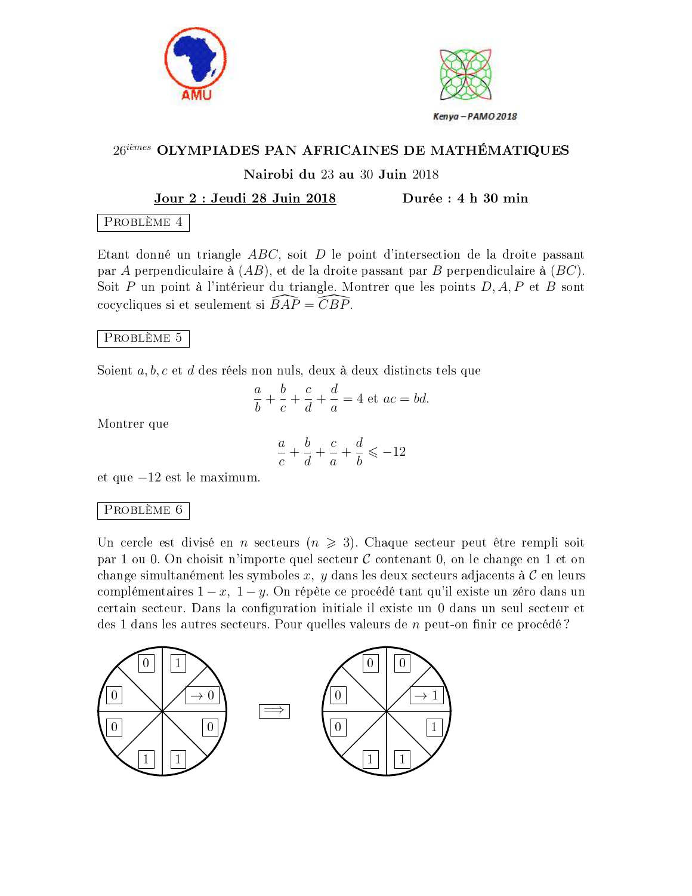$26^{ièmes}$ **OLYMPIADES PAN AFRICAINES DE MATHÉMATIQUES**

**Nairobi du** 23 **au** 30 **Juin** 2018

**Jour 2 : Jeudi 28 Juin 2018** **Durée : 4 h 30 min**

### PROBLÈME 4

Etant donné un triangle $ABC$, soit $D$ le point d'intersection de la droite passant par $A$ perpendiculaire à $(AB)$, et de la droite passant par $B$ perpendiculaire à $(BC)$. Soit $P$ un point à l'intérieur du triangle. Montrer que les points $D, A, P$ et $B$ sont cocycliques si et seulement si $\widehat{BAP} = \widehat{CBP}$.

### PROBLÈME 5

Soient $a, b, c$ et $d$ des réels non nuls, deux à deux distincts tels que

$$\frac{a}{b} + \frac{b}{c} + \frac{c}{d} + \frac{d}{a} = 4 \text{ et } ac = bd.$$

Montrer que

$$\frac{a}{c} + \frac{b}{d} + \frac{c}{a} + \frac{d}{b} \leqslant -12$$

et que $-12$ est le maximum.

### PROBLÈME 6

Un cercle est divisé en $n$ secteurs ($n \geqslant 3$). Chaque secteur peut être rempli soit par 1 ou 0. On choisit n'importe quel secteur $\mathcal{C}$ contenant 0, on le change en 1 et on change simultanément les symboles $x$, $y$ dans les deux secteurs adjacents à $\mathcal{C}$ en leurs complémentaires $1-x$, $1-y$. On répète ce procédé tant qu'il existe un zéro dans un certain secteur. Dans la configuration initiale il existe un 0 dans un seul secteur et des 1 dans les autres secteurs. Pour quelles valeurs de $n$ peut-on finir ce procédé ?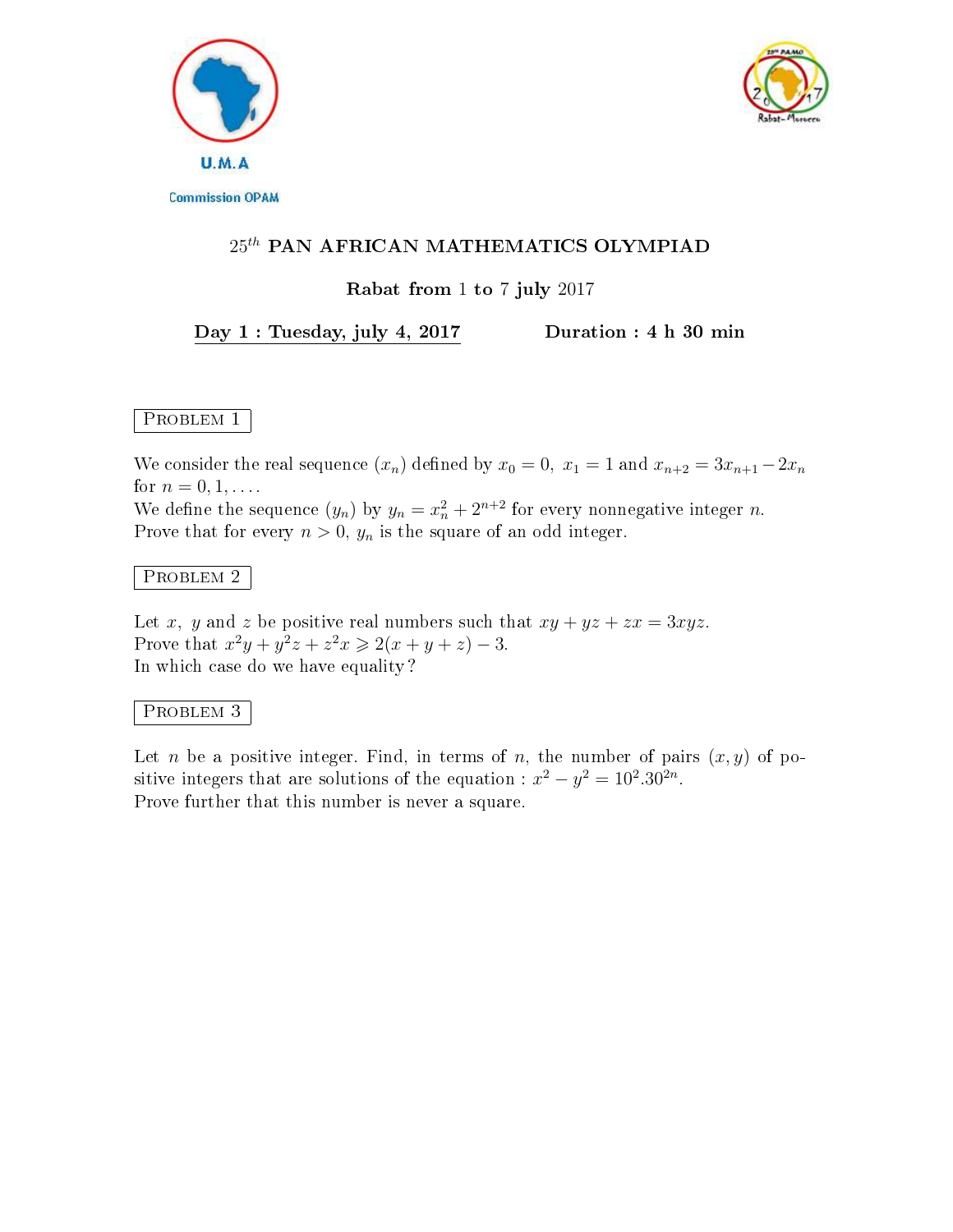U.M.A

Commission OPAM

## $25^{th}$ PAN AFRICAN MATHEMATICS OLYMPIAD

**Rabat from 1 to 7 july 2017**

**Day 1 : Tuesday, july 4, 2017** **Duration : 4 h 30 min**

### Problem 1

We consider the real sequence $(x_n)$ defined by $x_0 = 0,\ x_1 = 1$ and $x_{n+2} = 3x_{n+1} - 2x_n$ for $n = 0, 1, \ldots$.

We define the sequence $(y_n)$ by $y_n = x_n^2 + 2^{n+2}$ for every nonnegative integer $n$.

Prove that for every $n > 0$, $y_n$ is the square of an odd integer.

### Problem 2

Let $x$, $y$ and $z$ be positive real numbers such that $xy + yz + zx = 3xyz$.

Prove that $x^2y + y^2z + z^2x \geqslant 2(x + y + z) - 3$.

In which case do we have equality?

### Problem 3

Let $n$ be a positive integer. Find, in terms of $n$, the number of pairs $(x, y)$ of positive integers that are solutions of the equation : $x^2 - y^2 = 10^2.30^{2n}$.

Prove further that this number is never a square.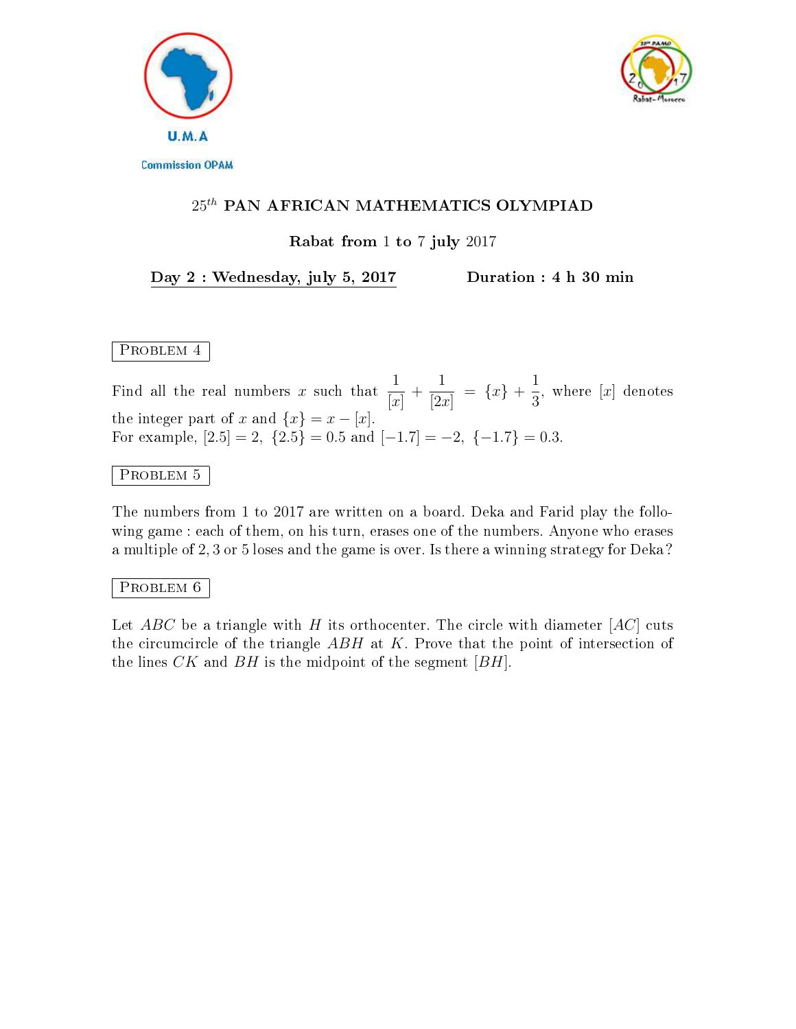U.M.A

Commission OPAM

# $25^{th}$ PAN AFRICAN MATHEMATICS OLYMPIAD

**Rabat from 1 to 7 july 2017**

**Day 2 : Wednesday, july 5, 2017** **Duration : 4 h 30 min**

## Problem 4

Find all the real numbers $x$ such that $\dfrac{1}{[x]} + \dfrac{1}{[2x]} = \{x\} + \dfrac{1}{3}$, where $[x]$ denotes the integer part of $x$ and $\{x\} = x - [x]$.
For example, $[2.5] = 2,\ \{2.5\} = 0.5$ and $[-1.7] = -2,\ \{-1.7\} = 0.3$.

## Problem 5

The numbers from 1 to 2017 are written on a board. Deka and Farid play the following game : each of them, on his turn, erases one of the numbers. Anyone who erases a multiple of 2, 3 or 5 loses and the game is over. Is there a winning strategy for Deka ?

## Problem 6

Let $ABC$ be a triangle with $H$ its orthocenter. The circle with diameter $[AC]$ cuts the circumcircle of the triangle $ABH$ at $K$. Prove that the point of intersection of the lines $CK$ and $BH$ is the midpoint of the segment $[BH]$.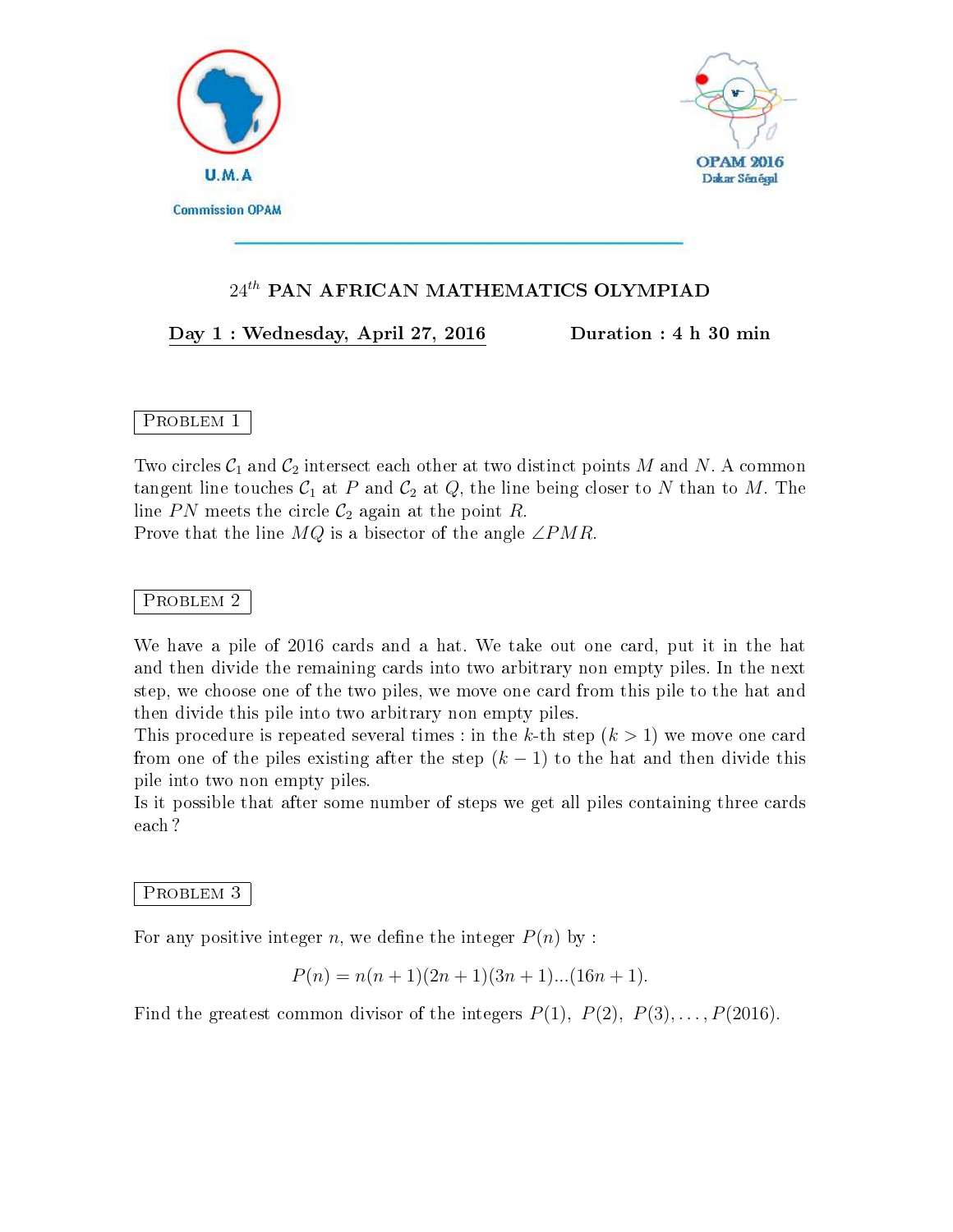U.M.A

Commission OPAM

OPAM 2016
Dakar Sénégal

---

## $24^{th}$ PAN AFRICAN MATHEMATICS OLYMPIAD

**Day 1 : Wednesday, April 27, 2016** **Duration : 4 h 30 min**

### Problem 1

Two circles $\mathcal{C}_1$ and $\mathcal{C}_2$ intersect each other at two distinct points $M$ and $N$. A common tangent line touches $\mathcal{C}_1$ at $P$ and $\mathcal{C}_2$ at $Q$, the line being closer to $N$ than to $M$. The line $PN$ meets the circle $\mathcal{C}_2$ again at the point $R$.
Prove that the line $MQ$ is a bisector of the angle $\angle PMR$.

### Problem 2

We have a pile of 2016 cards and a hat. We take out one card, put it in the hat and then divide the remaining cards into two arbitrary non empty piles. In the next step, we choose one of the two piles, we move one card from this pile to the hat and then divide this pile into two arbitrary non empty piles.
This procedure is repeated several times : in the $k$-th step ($k > 1$) we move one card from one of the piles existing after the step ($k-1$) to the hat and then divide this pile into two non empty piles.
Is it possible that after some number of steps we get all piles containing three cards each ?

### Problem 3

For any positive integer $n$, we define the integer $P(n)$ by :

$$P(n) = n(n+1)(2n+1)(3n+1)...(16n+1).$$

Find the greatest common divisor of the integers $P(1)$, $P(2)$, $P(3), \ldots, P(2016)$.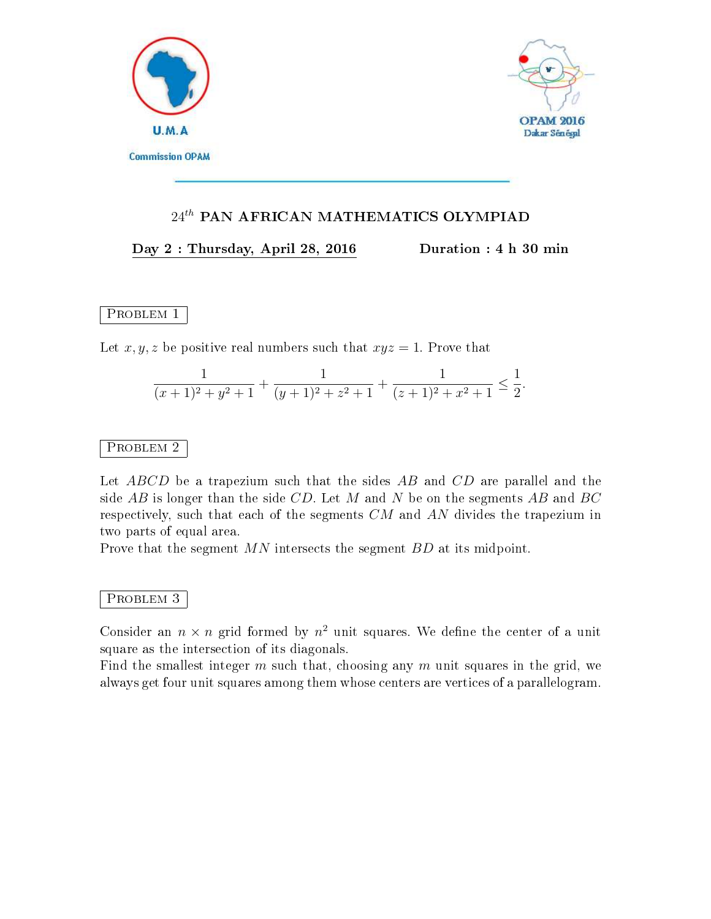U.M.A

Commission OPAM

OPAM 2016
Dakar Sénégal

## $24^{th}$ PAN AFRICAN MATHEMATICS OLYMPIAD

**Day 2 : Thursday, April 28, 2016** **Duration : 4 h 30 min**

### PROBLEM 1

Let $x, y, z$ be positive real numbers such that $xyz = 1$. Prove that

$$\frac{1}{(x+1)^2+y^2+1}+\frac{1}{(y+1)^2+z^2+1}+\frac{1}{(z+1)^2+x^2+1}\leq\frac{1}{2}.$$

### PROBLEM 2

Let $ABCD$ be a trapezium such that the sides $AB$ and $CD$ are parallel and the side $AB$ is longer than the side $CD$. Let $M$ and $N$ be on the segments $AB$ and $BC$ respectively, such that each of the segments $CM$ and $AN$ divides the trapezium in two parts of equal area.
Prove that the segment $MN$ intersects the segment $BD$ at its midpoint.

### PROBLEM 3

Consider an $n \times n$ grid formed by $n^2$ unit squares. We define the center of a unit square as the intersection of its diagonals.
Find the smallest integer $m$ such that, choosing any $m$ unit squares in the grid, we always get four unit squares among them whose centers are vertices of a parallelogram.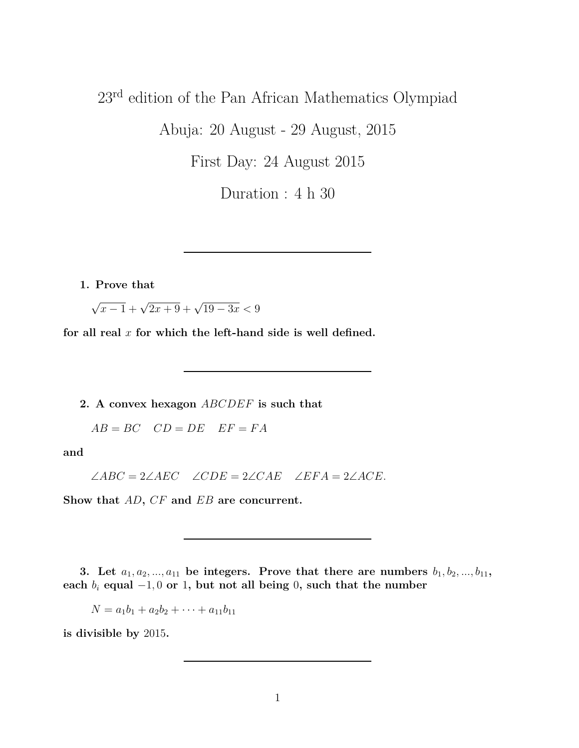# 23rd edition of the Pan African Mathematics Olympiad

## Abuja: 20 August - 29 August, 2015

## First Day: 24 August 2015

## Duration : 4 h 30

---

**1. Prove that**

$$\sqrt{x-1} + \sqrt{2x+9} + \sqrt{19-3x} < 9$$

**for all real $x$ for which the left-hand side is well defined.**

---

**2. A convex hexagon $ABCDEF$ is such that**

$$AB = BC \quad CD = DE \quad EF = FA$$

**and**

$$\angle ABC = 2\angle AEC \quad \angle CDE = 2\angle CAE \quad \angle EFA = 2\angle ACE.$$

**Show that $AD$, $CF$ and $EB$ are concurrent.**

---

**3. Let $a_1, a_2, ..., a_{11}$ be integers. Prove that there are numbers $b_1, b_2, ..., b_{11}$, each $b_i$ equal $-1, 0$ or $1$, but not all being $0$, such that the number**

$$N = a_1b_1 + a_2b_2 + \cdots + a_{11}b_{11}$$

**is divisible by $2015$.**

---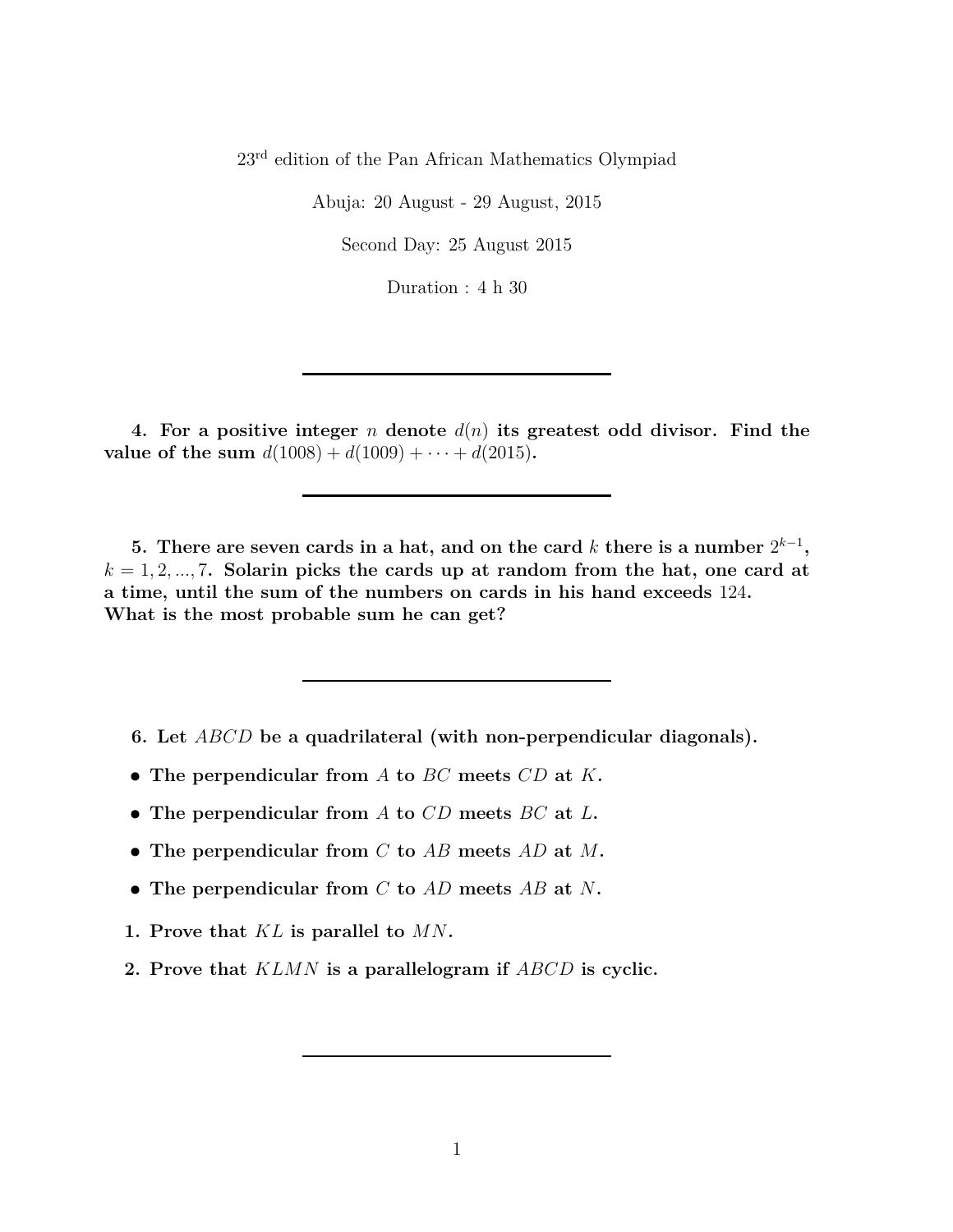23rd edition of the Pan African Mathematics Olympiad

Abuja: 20 August - 29 August, 2015

Second Day: 25 August 2015

Duration : 4 h 30

---

**4. For a positive integer $n$ denote $d(n)$ its greatest odd divisor. Find the value of the sum $d(1008) + d(1009) + \cdots + d(2015)$.**

---

**5. There are seven cards in a hat, and on the card $k$ there is a number $2^{k-1}$, $k = 1, 2, ..., 7$. Solarin picks the cards up at random from the hat, one card at a time, until the sum of the numbers on cards in his hand exceeds $124$. What is the most probable sum he can get?**

---

**6. Let $ABCD$ be a quadrilateral (with non-perpendicular diagonals).**

- **The perpendicular from $A$ to $BC$ meets $CD$ at $K$.**
- **The perpendicular from $A$ to $CD$ meets $BC$ at $L$.**
- **The perpendicular from $C$ to $AB$ meets $AD$ at $M$.**
- **The perpendicular from $C$ to $AD$ meets $AB$ at $N$.**

1. **Prove that $KL$ is parallel to $MN$.**
2. **Prove that $KLMN$ is a parallelogram if $ABCD$ is cyclic.**

---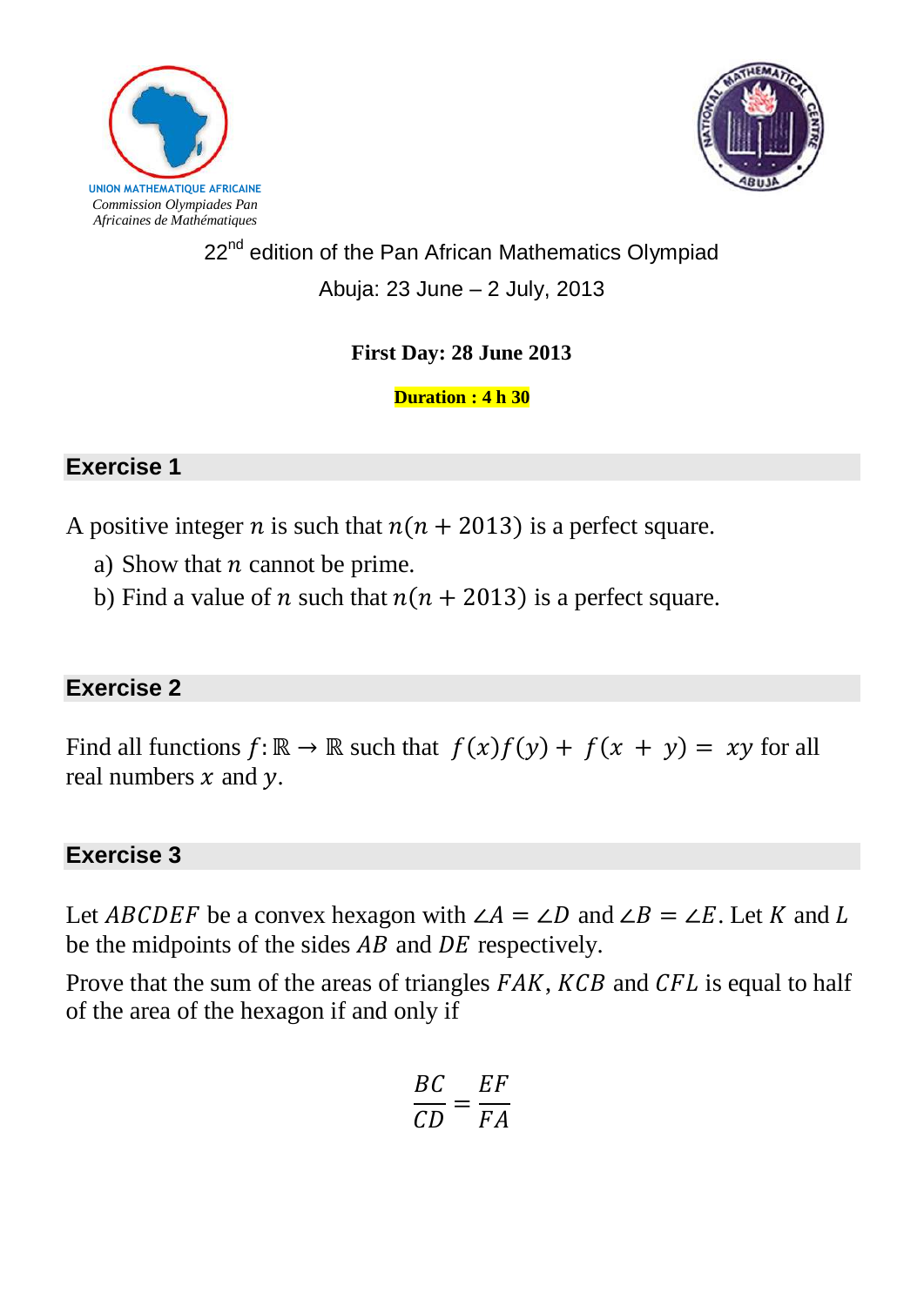UNION MATHEMATIQUE AFRICAINE

*Commission Olympiades Pan Africaines de Mathématiques*

22nd edition of the Pan African Mathematics Olympiad

Abuja: 23 June – 2 July, 2013

**First Day: 28 June 2013**

**Duration : 4 h 30**

## Exercise 1

A positive integer $n$ is such that $n(n + 2013)$ is a perfect square.

a) Show that $n$ cannot be prime.

b) Find a value of $n$ such that $n(n + 2013)$ is a perfect square.

## Exercise 2

Find all functions $f: \mathbb{R} \to \mathbb{R}$ such that $f(x)f(y) + f(x + y) = xy$ for all real numbers $x$ and $y$.

## Exercise 3

Let $ABCDEF$ be a convex hexagon with $\angle A = \angle D$ and $\angle B = \angle E$. Let $K$ and $L$ be the midpoints of the sides $AB$ and $DE$ respectively.

Prove that the sum of the areas of triangles $FAK$, $KCB$ and $CFL$ is equal to half of the area of the hexagon if and only if

$$\frac{BC}{CD} = \frac{EF}{FA}$$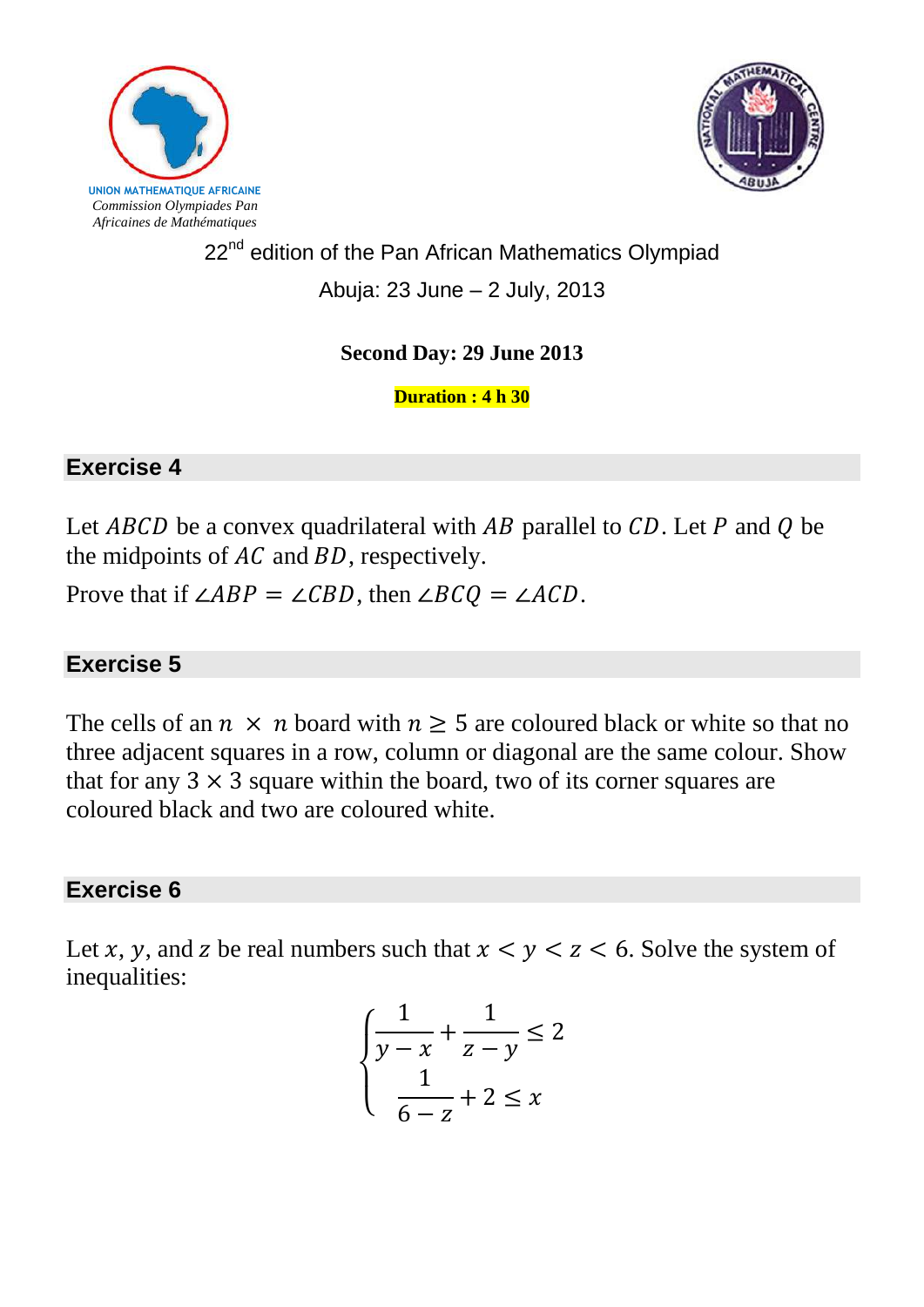UNION MATHEMATIQUE AFRICAINE
*Commission Olympiades Pan Africaines de Mathématiques*

22nd edition of the Pan African Mathematics Olympiad

Abuja: 23 June – 2 July, 2013

**Second Day: 29 June 2013**

**Duration : 4 h 30**

## Exercise 4

Let $ABCD$ be a convex quadrilateral with $AB$ parallel to $CD$. Let $P$ and $Q$ be the midpoints of $AC$ and $BD$, respectively.

Prove that if $\angle ABP = \angle CBD$, then $\angle BCQ = \angle ACD$.

## Exercise 5

The cells of an $n \times n$ board with $n \geq 5$ are coloured black or white so that no three adjacent squares in a row, column or diagonal are the same colour. Show that for any $3 \times 3$ square within the board, two of its corner squares are coloured black and two are coloured white.

## Exercise 6

Let $x$, $y$, and $z$ be real numbers such that $x < y < z < 6$. Solve the system of inequalities:

$$\begin{cases} \dfrac{1}{y-x} + \dfrac{1}{z-y} \leq 2 \\ \dfrac{1}{6-z} + 2 \leq x \end{cases}$$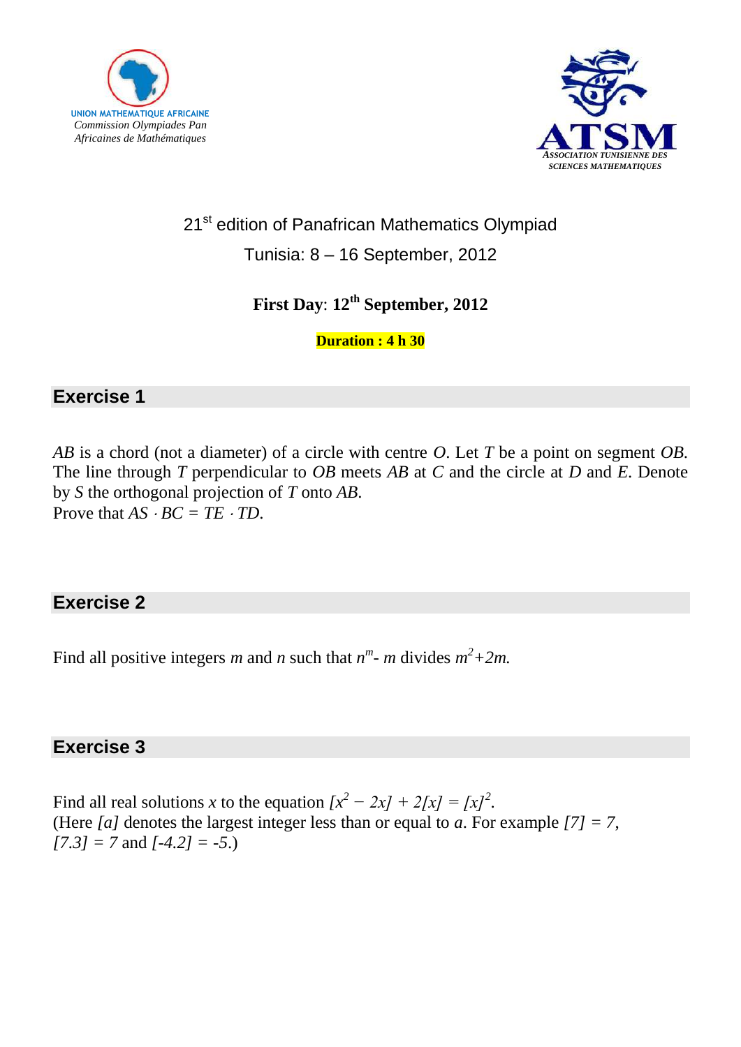UNION MATHEMATIQUE AFRICAINE
*Commission Olympiades Pan Africaines de Mathématiques*

ATSM
*ASSOCIATION TUNISIENNE DES SCIENCES MATHEMATIQUES*

21[st] edition of Panafrican Mathematics Olympiad

Tunisia: 8 – 16 September, 2012

**First Day: 12[th] September, 2012**

**Duration : 4 h 30**

## Exercise 1

$AB$ is a chord (not a diameter) of a circle with centre $O$. Let $T$ be a point on segment $OB$. The line through $T$ perpendicular to $OB$ meets $AB$ at $C$ and the circle at $D$ and $E$. Denote by $S$ the orthogonal projection of $T$ onto $AB$.
Prove that $AS \cdot BC = TE \cdot TD$.

## Exercise 2

Find all positive integers $m$ and $n$ such that $n^m - m$ divides $m^2+2m$.

## Exercise 3

Find all real solutions $x$ to the equation $[x^2 - 2x] + 2[x] = [x]^2$.
(Here $[a]$ denotes the largest integer less than or equal to $a$. For example $[7] = 7$, $[7.3] = 7$ and $[-4.2] = -5$.)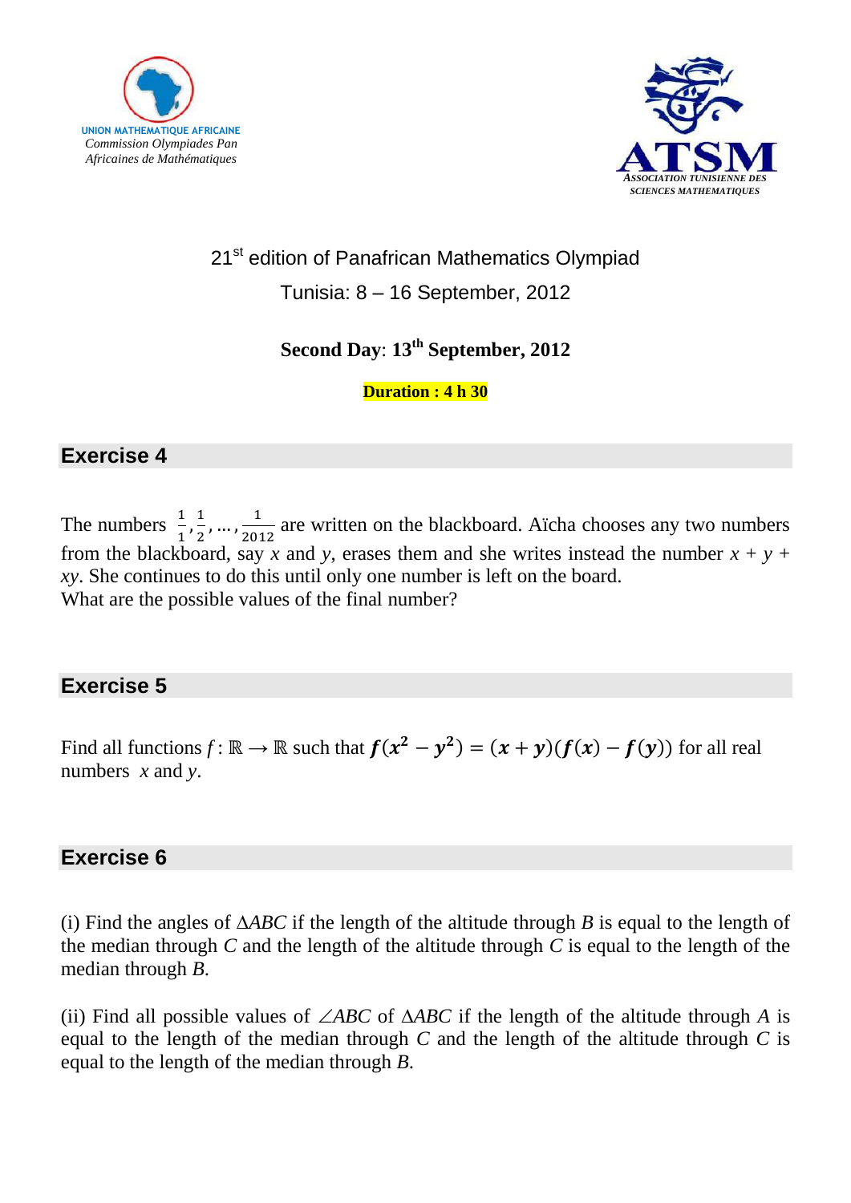UNION MATHEMATIQUE AFRICAINE
*Commission Olympiades Pan Africaines de Mathématiques*

ATSM
*ASSOCIATION TUNISIENNE DES SCIENCES MATHEMATIQUES*

21st edition of Panafrican Mathematics Olympiad

Tunisia: 8 – 16 September, 2012

**Second Day**: **13th September, 2012**

**Duration : 4 h 30**

## Exercise 4

The numbers $\frac{1}{1}, \frac{1}{2}, \ldots, \frac{1}{2012}$ are written on the blackboard. Aïcha chooses any two numbers from the blackboard, say $x$ and $y$, erases them and she writes instead the number $x + y + xy$. She continues to do this until only one number is left on the board.
What are the possible values of the final number?

## Exercise 5

Find all functions $f : \mathbb{R} \to \mathbb{R}$ such that $f(x^2 - y^2) = (x + y)(f(x) - f(y))$ for all real numbers $x$ and $y$.

## Exercise 6

(i) Find the angles of $\Delta ABC$ if the length of the altitude through $B$ is equal to the length of the median through $C$ and the length of the altitude through $C$ is equal to the length of the median through $B$.

(ii) Find all possible values of $\angle ABC$ of $\Delta ABC$ if the length of the altitude through $A$ is equal to the length of the median through $C$ and the length of the altitude through $C$ is equal to the length of the median through $B$.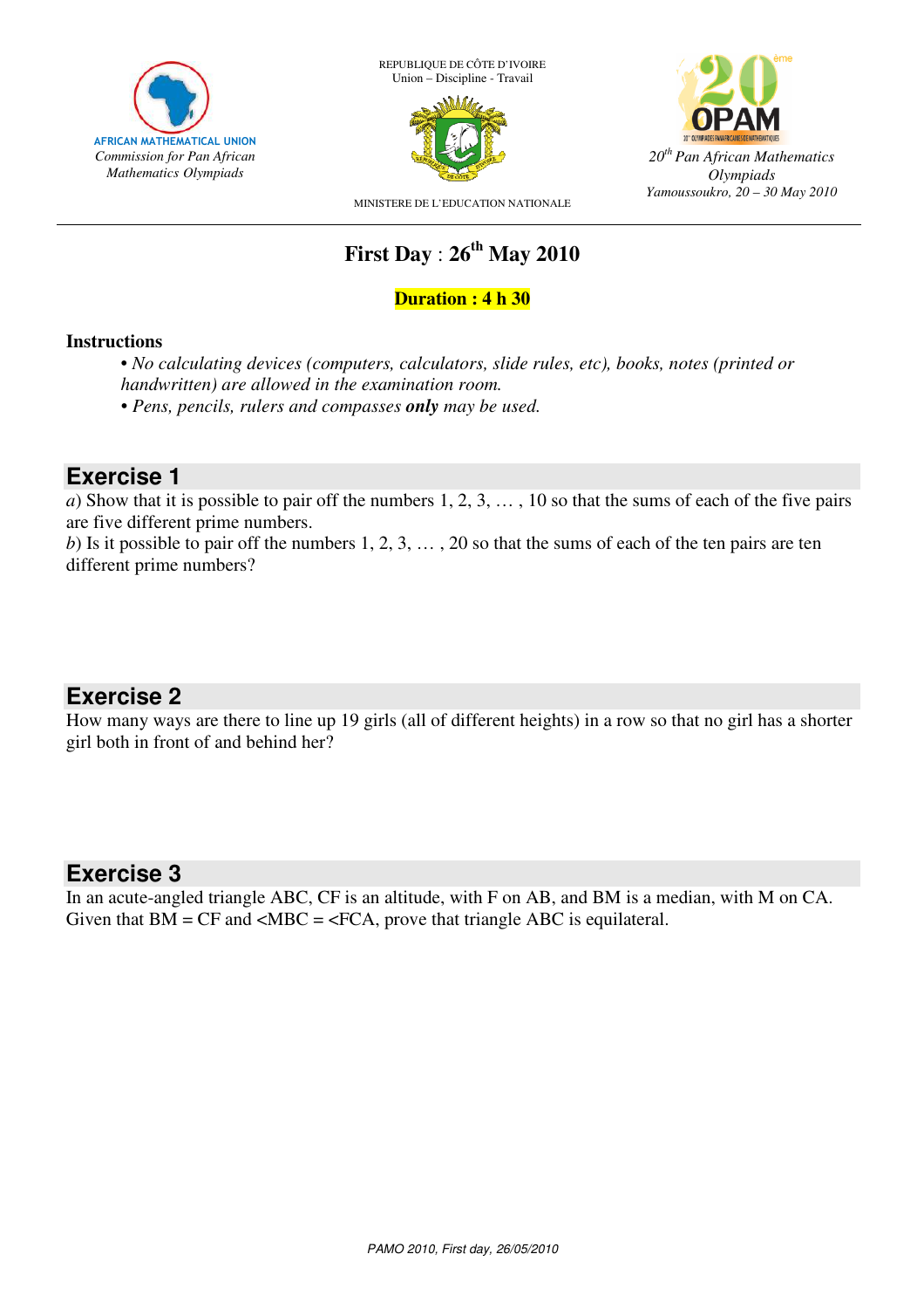AFRICAN MATHEMATICAL UNION
*Commission for Pan African Mathematics Olympiads*

REPUBLIQUE DE CÔTE D'IVOIRE
Union – Discipline - Travail

MINISTERE DE L'EDUCATION NATIONALE

*20th Pan African Mathematics Olympiads*
*Yamoussoukro, 20 – 30 May 2010*

## First Day : 26th May 2010

**Duration : 4 h 30**

**Instructions**

- *No calculating devices (computers, calculators, slide rules, etc), books, notes (printed or handwritten) are allowed in the examination room.*
- *Pens, pencils, rulers and compasses* ***only*** *may be used.*

## Exercise 1

*a*) Show that it is possible to pair off the numbers 1, 2, 3, … , 10 so that the sums of each of the five pairs are five different prime numbers.

*b*) Is it possible to pair off the numbers 1, 2, 3, … , 20 so that the sums of each of the ten pairs are ten different prime numbers?

## Exercise 2

How many ways are there to line up 19 girls (all of different heights) in a row so that no girl has a shorter girl both in front of and behind her?

## Exercise 3

In an acute-angled triangle ABC, CF is an altitude, with F on AB, and BM is a median, with M on CA. Given that BM = CF and <MBC = <FCA, prove that triangle ABC is equilateral.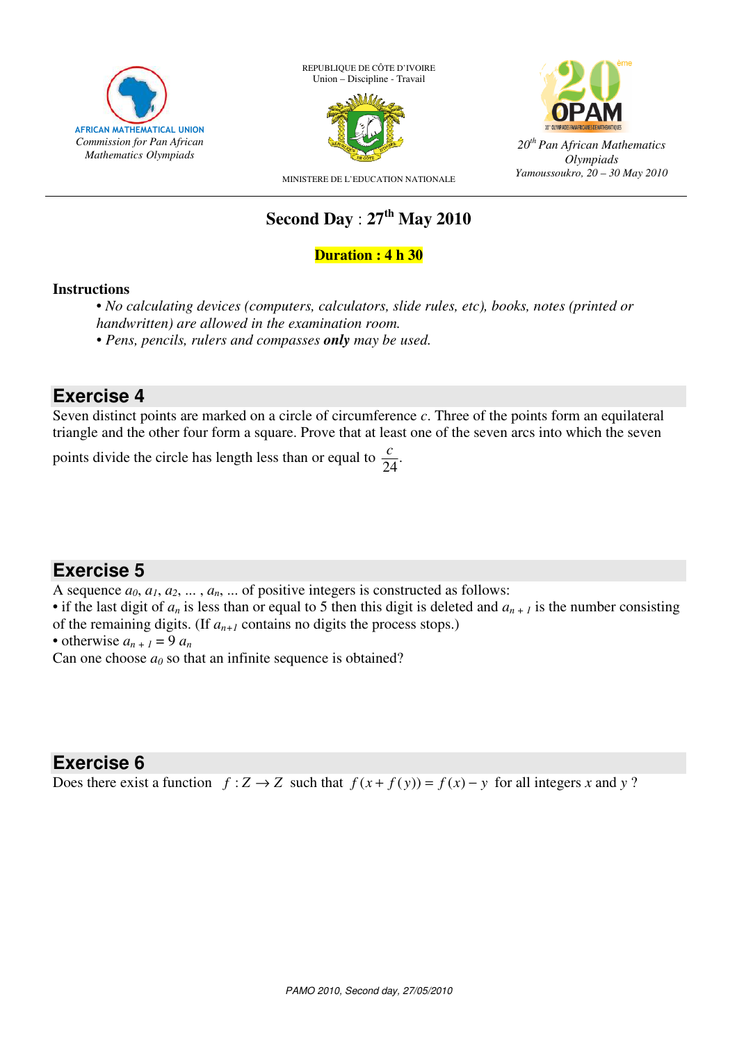AFRICAN MATHEMATICAL UNION
*Commission for Pan African Mathematics Olympiads*

REPUBLIQUE DE CÔTE D'IVOIRE
Union – Discipline - Travail

MINISTERE DE L'EDUCATION NATIONALE

*20th Pan African Mathematics Olympiads*
*Yamoussoukro, 20 – 30 May 2010*

# Second Day : 27th May 2010

**Duration : 4 h 30**

**Instructions**

- *No calculating devices (computers, calculators, slide rules, etc), books, notes (printed or handwritten) are allowed in the examination room.*
- *Pens, pencils, rulers and compasses **only** may be used.*

## Exercise 4

Seven distinct points are marked on a circle of circumference $c$. Three of the points form an equilateral triangle and the other four form a square. Prove that at least one of the seven arcs into which the seven points divide the circle has length less than or equal to $\frac{c}{24}$.

## Exercise 5

A sequence $a_0, a_1, a_2, \ldots, a_n, \ldots$ of positive integers is constructed as follows:

- if the last digit of $a_n$ is less than or equal to 5 then this digit is deleted and $a_{n+1}$ is the number consisting of the remaining digits. (If $a_{n+1}$ contains no digits the process stops.)
- otherwise $a_{n+1} = 9\,a_n$

Can one choose $a_0$ so that an infinite sequence is obtained?

## Exercise 6

Does there exist a function $f : Z \to Z$ such that $f(x + f(y)) = f(x) - y$ for all integers $x$ and $y$ ?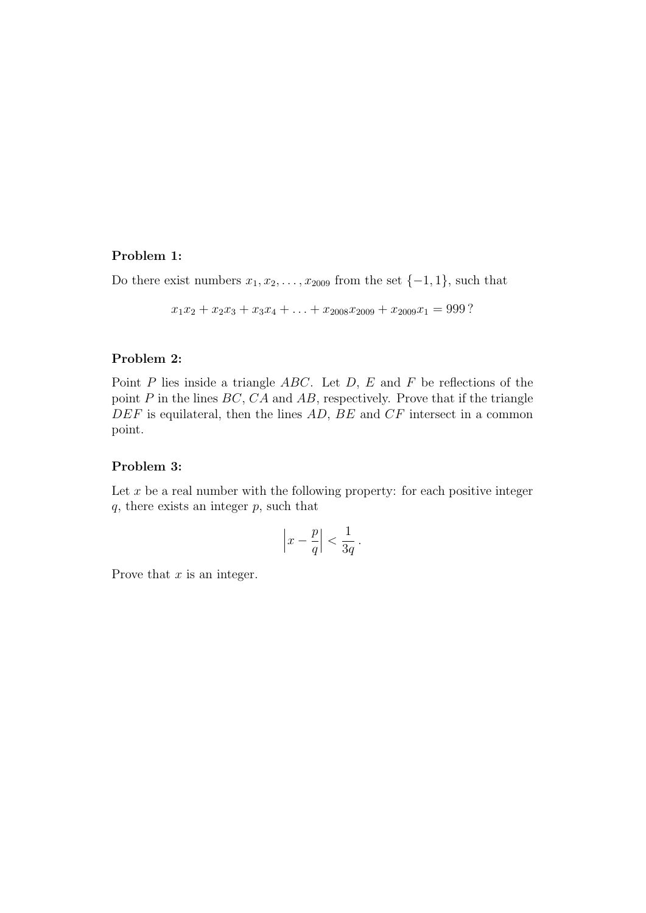**Problem 1:**

Do there exist numbers $x_1, x_2, \ldots, x_{2009}$ from the set $\{-1, 1\}$, such that

$$x_1x_2 + x_2x_3 + x_3x_4 + \ldots + x_{2008}x_{2009} + x_{2009}x_1 = 999\,?$$

**Problem 2:**

Point $P$ lies inside a triangle $ABC$. Let $D$, $E$ and $F$ be reflections of the point $P$ in the lines $BC$, $CA$ and $AB$, respectively. Prove that if the triangle $DEF$ is equilateral, then the lines $AD$, $BE$ and $CF$ intersect in a common point.

**Problem 3:**

Let $x$ be a real number with the following property: for each positive integer $q$, there exists an integer $p$, such that

$$\left| x - \frac{p}{q} \right| < \frac{1}{3q}\,.$$

Prove that $x$ is an integer.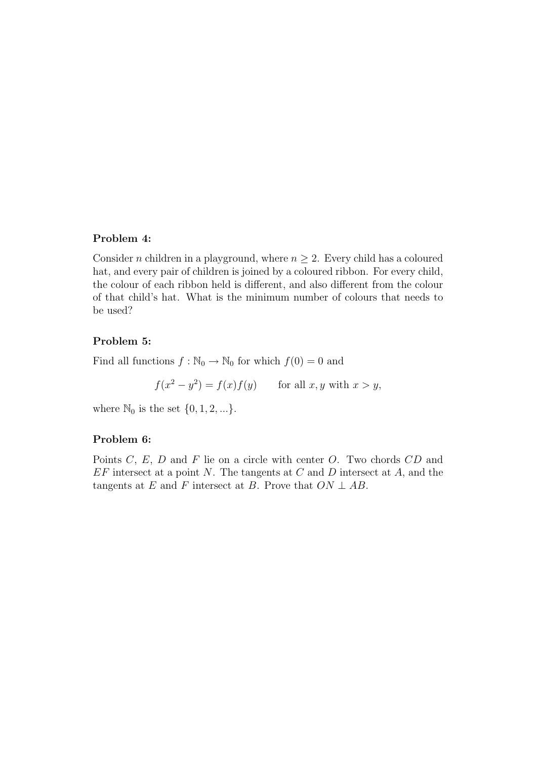**Problem 4:**

Consider $n$ children in a playground, where $n \geq 2$. Every child has a coloured hat, and every pair of children is joined by a coloured ribbon. For every child, the colour of each ribbon held is different, and also different from the colour of that child's hat. What is the minimum number of colours that needs to be used?

**Problem 5:**

Find all functions $f : \mathbb{N}_0 \to \mathbb{N}_0$ for which $f(0) = 0$ and

$$f(x^2 - y^2) = f(x)f(y) \qquad \text{for all } x, y \text{ with } x > y,$$

where $\mathbb{N}_0$ is the set $\{0, 1, 2, ...\}$.

**Problem 6:**

Points $C$, $E$, $D$ and $F$ lie on a circle with center $O$. Two chords $CD$ and $EF$ intersect at a point $N$. The tangents at $C$ and $D$ intersect at $A$, and the tangents at $E$ and $F$ intersect at $B$. Prove that $ON \perp AB$.